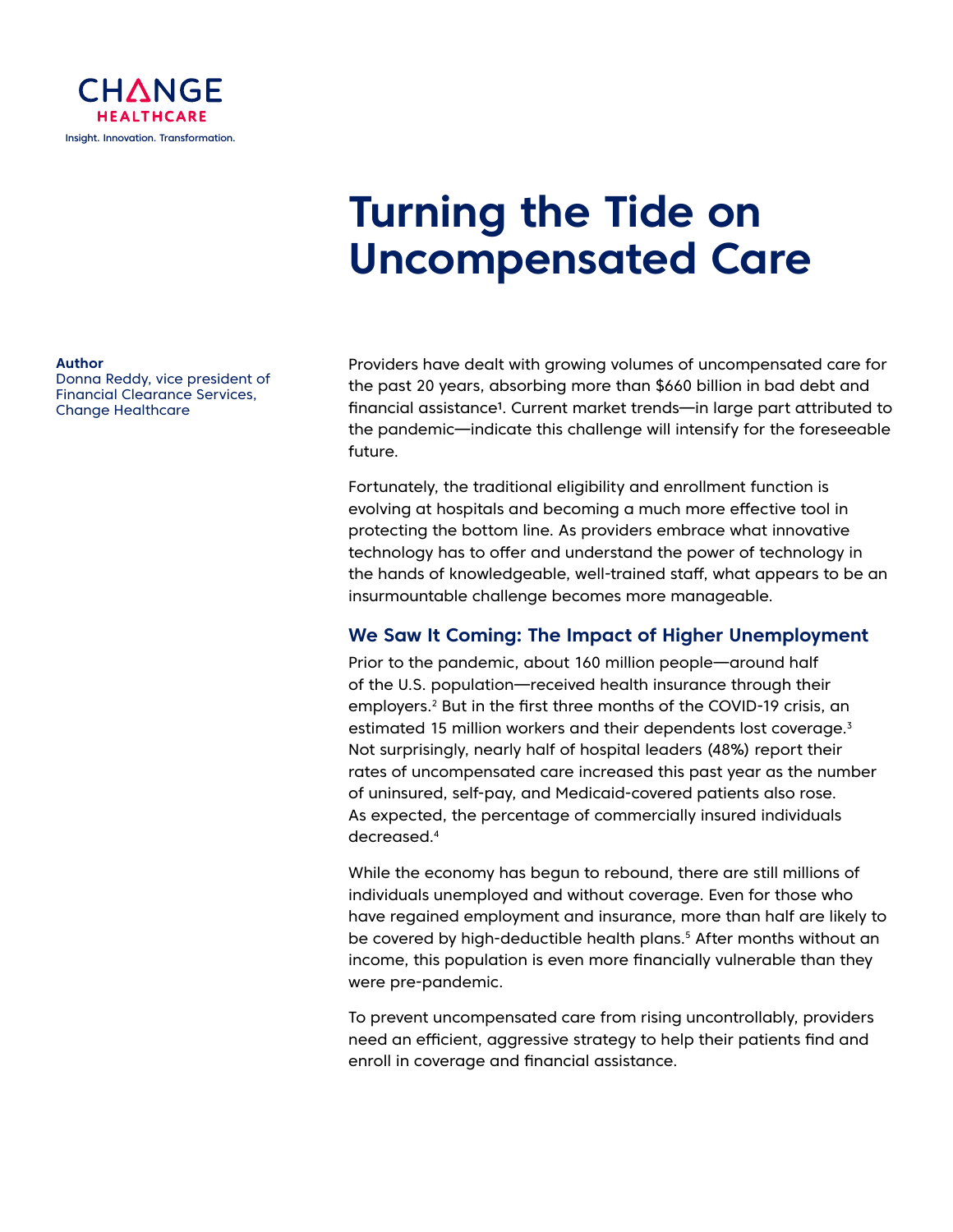CHANGE HEALTHCARE

Insight. Innovation. Transformation.

# Turning the Tide on Uncompensated Care

**Author**
Donna Reddy, vice president of Financial Clearance Services, Change Healthcare

Providers have dealt with growing volumes of uncompensated care for the past 20 years, absorbing more than $660 billion in bad debt and financial assistance[1]. Current market trends—in large part attributed to the pandemic—indicate this challenge will intensify for the foreseeable future.

Fortunately, the traditional eligibility and enrollment function is evolving at hospitals and becoming a much more effective tool in protecting the bottom line. As providers embrace what innovative technology has to offer and understand the power of technology in the hands of knowledgeable, well-trained staff, what appears to be an insurmountable challenge becomes more manageable.

## We Saw It Coming: The Impact of Higher Unemployment

Prior to the pandemic, about 160 million people—around half of the U.S. population—received health insurance through their employers.[2] But in the first three months of the COVID-19 crisis, an estimated 15 million workers and their dependents lost coverage.[3] Not surprisingly, nearly half of hospital leaders (48%) report their rates of uncompensated care increased this past year as the number of uninsured, self-pay, and Medicaid-covered patients also rose. As expected, the percentage of commercially insured individuals decreased.[4]

While the economy has begun to rebound, there are still millions of individuals unemployed and without coverage. Even for those who have regained employment and insurance, more than half are likely to be covered by high-deductible health plans.[5] After months without an income, this population is even more financially vulnerable than they were pre-pandemic.

To prevent uncompensated care from rising uncontrollably, providers need an efficient, aggressive strategy to help their patients find and enroll in coverage and financial assistance.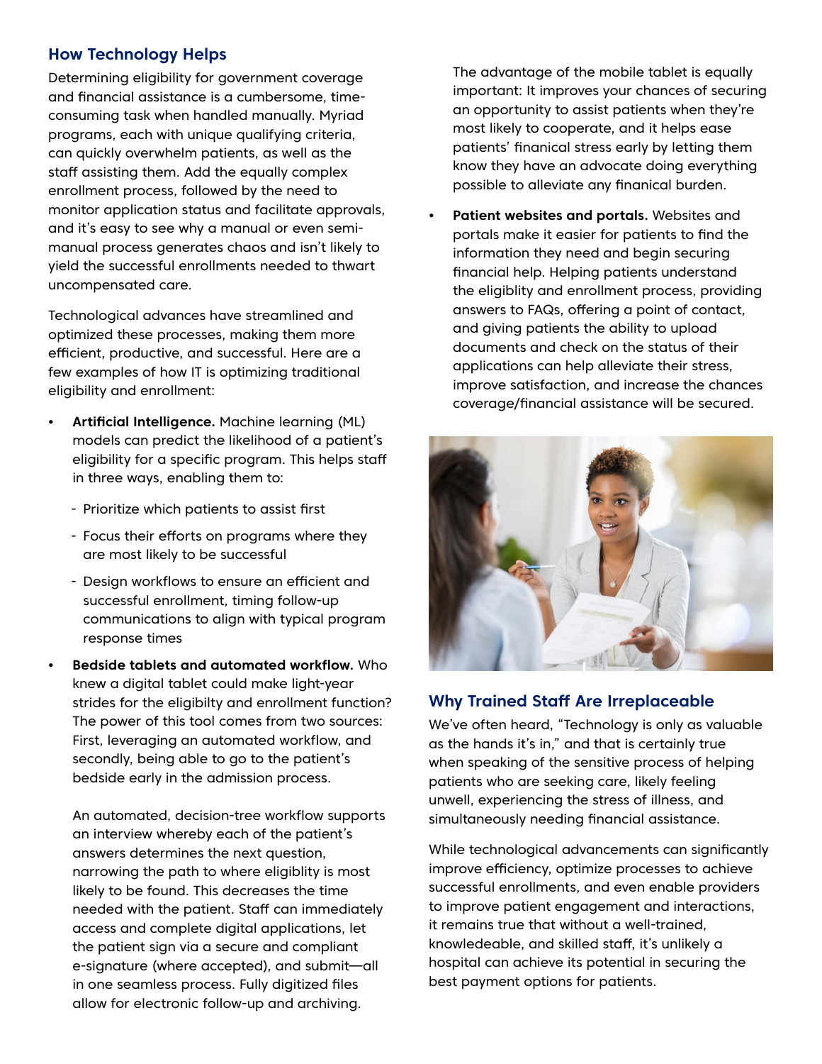## How Technology Helps

Determining eligibility for government coverage and financial assistance is a cumbersome, time-consuming task when handled manually. Myriad programs, each with unique qualifying criteria, can quickly overwhelm patients, as well as the staff assisting them. Add the equally complex enrollment process, followed by the need to monitor application status and facilitate approvals, and it's easy to see why a manual or even semi-manual process generates chaos and isn't likely to yield the successful enrollments needed to thwart uncompensated care.

Technological advances have streamlined and optimized these processes, making them more efficient, productive, and successful. Here are a few examples of how IT is optimizing traditional eligibility and enrollment:

- **Artificial Intelligence.** Machine learning (ML) models can predict the likelihood of a patient's eligibility for a specific program. This helps staff in three ways, enabling them to:
  - Prioritize which patients to assist first
  - Focus their efforts on programs where they are most likely to be successful
  - Design workflows to ensure an efficient and successful enrollment, timing follow-up communications to align with typical program response times
- **Bedside tablets and automated workflow.** Who knew a digital tablet could make light-year strides for the eligibilty and enrollment function? The power of this tool comes from two sources: First, leveraging an automated workflow, and secondly, being able to go to the patient's bedside early in the admission process.

  An automated, decision-tree workflow supports an interview whereby each of the patient's answers determines the next question, narrowing the path to where eligiblity is most likely to be found. This decreases the time needed with the patient. Staff can immediately access and complete digital applications, let the patient sign via a secure and compliant e-signature (where accepted), and submit—all in one seamless process. Fully digitized files allow for electronic follow-up and archiving.

  The advantage of the mobile tablet is equally important: It improves your chances of securing an opportunity to assist patients when they're most likely to cooperate, and it helps ease patients' finanical stress early by letting them know they have an advocate doing everything possible to alleviate any finanical burden.
- **Patient websites and portals.** Websites and portals make it easier for patients to find the information they need and begin securing financial help. Helping patients understand the eligiblity and enrollment process, providing answers to FAQs, offering a point of contact, and giving patients the ability to upload documents and check on the status of their applications can help alleviate their stress, improve satisfaction, and increase the chances coverage/financial assistance will be secured.

## Why Trained Staff Are Irreplaceable

We've often heard, "Technology is only as valuable as the hands it's in," and that is certainly true when speaking of the sensitive process of helping patients who are seeking care, likely feeling unwell, experiencing the stress of illness, and simultaneously needing financial assistance.

While technological advancements can significantly improve efficiency, optimize processes to achieve successful enrollments, and even enable providers to improve patient engagement and interactions, it remains true that without a well-trained, knowledeable, and skilled staff, it's unlikely a hospital can achieve its potential in securing the best payment options for patients.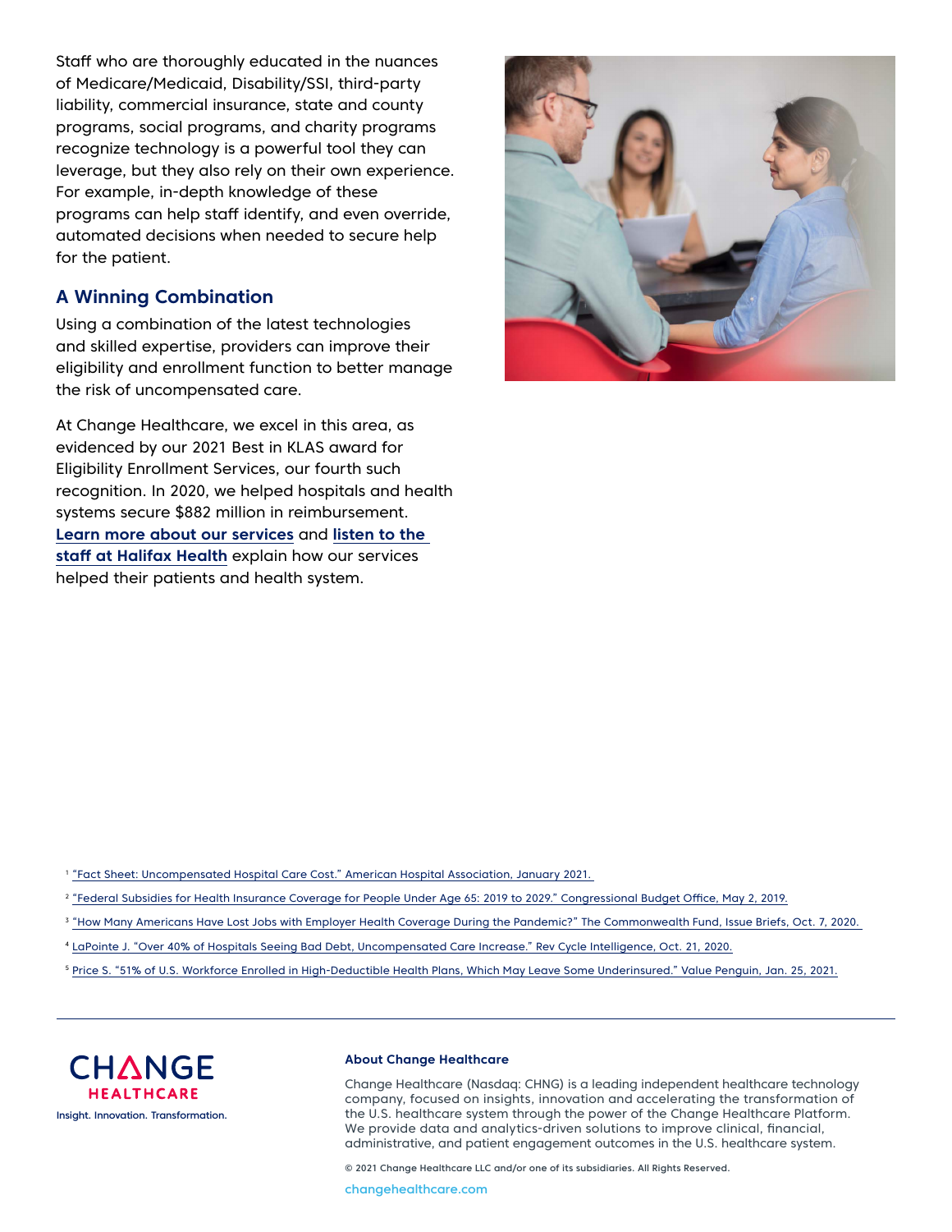Staff who are thoroughly educated in the nuances of Medicare/Medicaid, Disability/SSI, third-party liability, commercial insurance, state and county programs, social programs, and charity programs recognize technology is a powerful tool they can leverage, but they also rely on their own experience. For example, in-depth knowledge of these programs can help staff identify, and even override, automated decisions when needed to secure help for the patient.

## A Winning Combination

Using a combination of the latest technologies and skilled expertise, providers can improve their eligibility and enrollment function to better manage the risk of uncompensated care.

At Change Healthcare, we excel in this area, as evidenced by our 2021 Best in KLAS award for Eligibility Enrollment Services, our fourth such recognition. In 2020, we helped hospitals and health systems secure $882 million in reimbursement. **Learn more about our services** and **listen to the staff at Halifax Health** explain how our services helped their patients and health system.

[1] "Fact Sheet: Uncompensated Hospital Care Cost." American Hospital Association, January 2021.

[2] "Federal Subsidies for Health Insurance Coverage for People Under Age 65: 2019 to 2029." Congressional Budget Office, May 2, 2019.

[3] "How Many Americans Have Lost Jobs with Employer Health Coverage During the Pandemic?" The Commonwealth Fund, Issue Briefs, Oct. 7, 2020.

[4] LaPointe J. "Over 40% of Hospitals Seeing Bad Debt, Uncompensated Care Increase." Rev Cycle Intelligence, Oct. 21, 2020.

[5] Price S. "51% of U.S. Workforce Enrolled in High-Deductible Health Plans, Which May Leave Some Underinsured." Value Penguin, Jan. 25, 2021.

CHANGE HEALTHCARE

Insight. Innovation. Transformation.

**About Change Healthcare**

Change Healthcare (Nasdaq: CHNG) is a leading independent healthcare technology company, focused on insights, innovation and accelerating the transformation of the U.S. healthcare system through the power of the Change Healthcare Platform. We provide data and analytics-driven solutions to improve clinical, financial, administrative, and patient engagement outcomes in the U.S. healthcare system.

© 2021 Change Healthcare LLC and/or one of its subsidiaries. All Rights Reserved.

changehealthcare.com